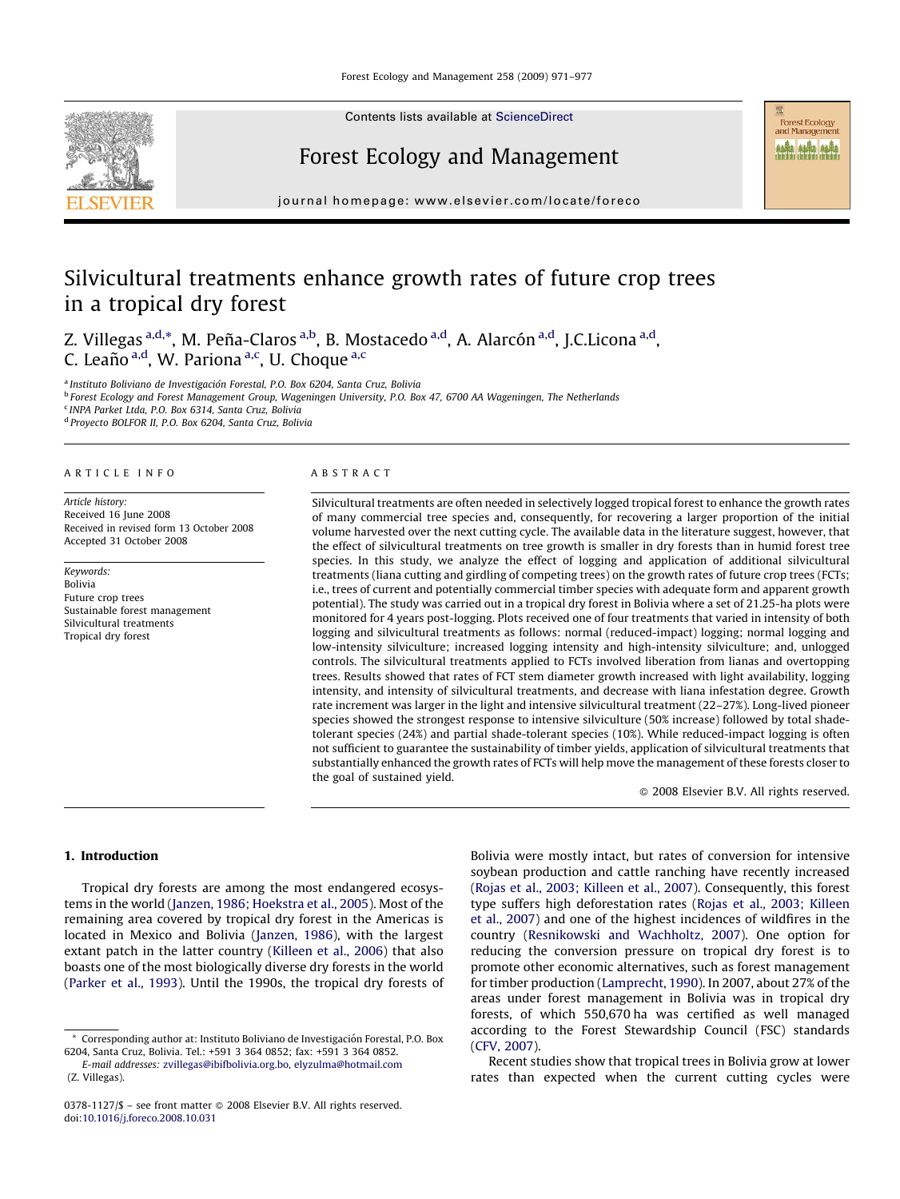# Silvicultural treatments enhance growth rates of future crop trees in a tropical dry forest

Z. Villegas [a,d,*], M. Peña-Claros [a,b], B. Mostacedo [a,d], A. Alarcón [a,d], J.C.Licona [a,d], C. Leaño [a,d], W. Pariona [a,c], U. Choque [a,c]

[a] Instituto Boliviano de Investigación Forestal, P.O. Box 6204, Santa Cruz, Bolivia
[b] Forest Ecology and Forest Management Group, Wageningen University, P.O. Box 47, 6700 AA Wageningen, The Netherlands
[c] INPA Parket Ltda, P.O. Box 6314, Santa Cruz, Bolivia
[d] Proyecto BOLFOR II, P.O. Box 6204, Santa Cruz, Bolivia

**ARTICLE INFO**

*Article history:*
Received 16 June 2008
Received in revised form 13 October 2008
Accepted 31 October 2008

*Keywords:*
Bolivia
Future crop trees
Sustainable forest management
Silvicultural treatments
Tropical dry forest

**ABSTRACT**

Silvicultural treatments are often needed in selectively logged tropical forest to enhance the growth rates of many commercial tree species and, consequently, for recovering a larger proportion of the initial volume harvested over the next cutting cycle. The available data in the literature suggest, however, that the effect of silvicultural treatments on tree growth is smaller in dry forests than in humid forest tree species. In this study, we analyze the effect of logging and application of additional silvicultural treatments (liana cutting and girdling of competing trees) on the growth rates of future crop trees (FCTs; i.e., trees of current and potentially commercial timber species with adequate form and apparent growth potential). The study was carried out in a tropical dry forest in Bolivia where a set of 21.25-ha plots were monitored for 4 years post-logging. Plots received one of four treatments that varied in intensity of both logging and silvicultural treatments as follows: normal (reduced-impact) logging; normal logging and low-intensity silviculture; increased logging intensity and high-intensity silviculture; and, unlogged controls. The silvicultural treatments applied to FCTs involved liberation from lianas and overtopping trees. Results showed that rates of FCT stem diameter growth increased with light availability, logging intensity, and intensity of silvicultural treatments, and decrease with liana infestation degree. Growth rate increment was larger in the light and intensive silvicultural treatment (22–27%). Long-lived pioneer species showed the strongest response to intensive silviculture (50% increase) followed by total shade-tolerant species (24%) and partial shade-tolerant species (10%). While reduced-impact logging is often not sufficient to guarantee the sustainability of timber yields, application of silvicultural treatments that substantially enhanced the growth rates of FCTs will help move the management of these forests closer to the goal of sustained yield.

© 2008 Elsevier B.V. All rights reserved.

## 1. Introduction

Tropical dry forests are among the most endangered ecosystems in the world (Janzen, 1986; Hoekstra et al., 2005). Most of the remaining area covered by tropical dry forest in the Americas is located in Mexico and Bolivia (Janzen, 1986), with the largest extant patch in the latter country (Killeen et al., 2006) that also boasts one of the most biologically diverse dry forests in the world (Parker et al., 1993). Until the 1990s, the tropical dry forests of Bolivia were mostly intact, but rates of conversion for intensive soybean production and cattle ranching have recently increased (Rojas et al., 2003; Killeen et al., 2007). Consequently, this forest type suffers high deforestation rates (Rojas et al., 2003; Killeen et al., 2007) and one of the highest incidences of wildfires in the country (Resnikowski and Wachholtz, 2007). One option for reducing the conversion pressure on tropical dry forest is to promote other economic alternatives, such as forest management for timber production (Lamprecht, 1990). In 2007, about 27% of the areas under forest management in Bolivia was in tropical dry forests, of which 550,670 ha was certified as well managed according to the Forest Stewardship Council (FSC) standards (CFV, 2007).

Recent studies show that tropical trees in Bolivia grow at lower rates than expected when the current cutting cycles were

\* Corresponding author at: Instituto Boliviano de Investigación Forestal, P.O. Box 6204, Santa Cruz, Bolivia. Tel.: +591 3 364 0852; fax: +591 3 364 0852.
E-mail addresses: zvillegas@ibifbolivia.org.bo, elyzulma@hotmail.com (Z. Villegas).

0378-1127/$ – see front matter © 2008 Elsevier B.V. All rights reserved.
doi:10.1016/j.foreco.2008.10.031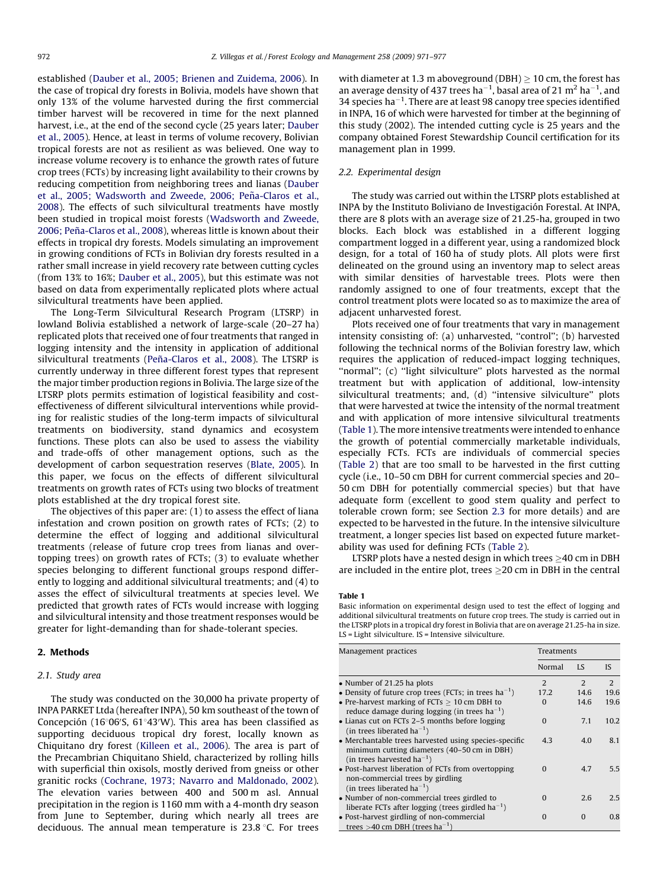established (Dauber et al., 2005; Brienen and Zuidema, 2006). In the case of tropical dry forests in Bolivia, models have shown that only 13% of the volume harvested during the first commercial timber harvest will be recovered in time for the next planned harvest, i.e., at the end of the second cycle (25 years later; Dauber et al., 2005). Hence, at least in terms of volume recovery, Bolivian tropical forests are not as resilient as was believed. One way to increase volume recovery is to enhance the growth rates of future crop trees (FCTs) by increasing light availability to their crowns by reducing competition from neighboring trees and lianas (Dauber et al., 2005; Wadsworth and Zweede, 2006; Peña-Claros et al., 2008). The effects of such silvicultural treatments have mostly been studied in tropical moist forests (Wadsworth and Zweede, 2006; Peña-Claros et al., 2008), whereas little is known about their effects in tropical dry forests. Models simulating an improvement in growing conditions of FCTs in Bolivian dry forests resulted in a rather small increase in yield recovery rate between cutting cycles (from 13% to 16%; Dauber et al., 2005), but this estimate was not based on data from experimentally replicated plots where actual silvicultural treatments have been applied.

The Long-Term Silvicultural Research Program (LTSRP) in lowland Bolivia established a network of large-scale (20–27 ha) replicated plots that received one of four treatments that ranged in logging intensity and the intensity in application of additional silvicultural treatments (Peña-Claros et al., 2008). The LTSRP is currently underway in three different forest types that represent the major timber production regions in Bolivia. The large size of the LTSRP plots permits estimation of logistical feasibility and cost-effectiveness of different silvicultural interventions while providing for realistic studies of the long-term impacts of silvicultural treatments on biodiversity, stand dynamics and ecosystem functions. These plots can also be used to assess the viability and trade-offs of other management options, such as the development of carbon sequestration reserves (Blate, 2005). In this paper, we focus on the effects of different silvicultural treatments on growth rates of FCTs using two blocks of treatment plots established at the dry tropical forest site.

The objectives of this paper are: (1) to assess the effect of liana infestation and crown position on growth rates of FCTs; (2) to determine the effect of logging and additional silvicultural treatments (release of future crop trees from lianas and overtopping trees) on growth rates of FCTs; (3) to evaluate whether species belonging to different functional groups respond differently to logging and additional silvicultural treatments; and (4) to asses the effect of silvicultural treatments at species level. We predicted that growth rates of FCTs would increase with logging and silvicultural intensity and those treatment responses would be greater for light-demanding than for shade-tolerant species.

## 2. Methods

### 2.1. Study area

The study was conducted on the 30,000 ha private property of INPA PARKET Ltda (hereafter INPA), 50 km southeast of the town of Concepción (16°06′S, 61°43′W). This area has been classified as supporting deciduous tropical dry forest, locally known as Chiquitano dry forest (Killeen et al., 2006). The area is part of the Precambrian Chiquitano Shield, characterized by rolling hills with superficial thin oxisols, mostly derived from gneiss or other granitic rocks (Cochrane, 1973; Navarro and Maldonado, 2002). The elevation varies between 400 and 500 m asl. Annual precipitation in the region is 1160 mm with a 4-month dry season from June to September, during which nearly all trees are deciduous. The annual mean temperature is 23.8 °C. For trees with diameter at 1.3 m aboveground (DBH) ≥ 10 cm, the forest has an average density of 437 trees $ha^{-1}$, basal area of 21 $m^2$ $ha^{-1}$, and 34 species $ha^{-1}$. There are at least 98 canopy tree species identified in INPA, 16 of which were harvested for timber at the beginning of this study (2002). The intended cutting cycle is 25 years and the company obtained Forest Stewardship Council certification for its management plan in 1999.

### 2.2. Experimental design

The study was carried out within the LTSRP plots established at INPA by the Instituto Boliviano de Investigación Forestal. At INPA, there are 8 plots with an average size of 21.25-ha, grouped in two blocks. Each block was established in a different logging compartment logged in a different year, using a randomized block design, for a total of 160 ha of study plots. All plots were first delineated on the ground using an inventory map to select areas with similar densities of harvestable trees. Plots were then randomly assigned to one of four treatments, except that the control treatment plots were located so as to maximize the area of adjacent unharvested forest.

Plots received one of four treatments that vary in management intensity consisting of: (a) unharvested, ''control''; (b) harvested following the technical norms of the Bolivian forestry law, which requires the application of reduced-impact logging techniques, ''normal''; (c) ''light silviculture'' plots harvested as the normal treatment but with application of additional, low-intensity silvicultural treatments; and, (d) ''intensive silviculture'' plots that were harvested at twice the intensity of the normal treatment and with application of more intensive silvicultural treatments (Table 1). The more intensive treatments were intended to enhance the growth of potential commercially marketable individuals, especially FCTs. FCTs are individuals of commercial species (Table 2) that are too small to be harvested in the first cutting cycle (i.e., 10–50 cm DBH for current commercial species and 20–50 cm DBH for potentially commercial species) but that have adequate form (excellent to good stem quality and perfect to tolerable crown form; see Section 2.3 for more details) and are expected to be harvested in the future. In the intensive silviculture treatment, a longer species list based on expected future marketability was used for defining FCTs (Table 2).

LTSRP plots have a nested design in which trees ≥40 cm in DBH are included in the entire plot, trees ≥20 cm in DBH in the central

**Table 1**
Basic information on experimental design used to test the effect of logging and additional silvicultural treatments on future crop trees. The study is carried out in the LTSRP plots in a tropical dry forest in Bolivia that are on average 21.25-ha in size. LS = Light silviculture. IS = Intensive silviculture.

| Management practices | Treatments | | |
|---|---|---|---|
| | Normal | LS | IS |
| • Number of 21.25 ha plots | 2 | 2 | 2 |
| • Density of future crop trees (FCTs; in trees $ha^{-1}$) | 17.2 | 14.6 | 19.6 |
| • Pre-harvest marking of FCTs ≥ 10 cm DBH to reduce damage during logging (in trees $ha^{-1}$) | 0 | 14.6 | 19.6 |
| • Lianas cut on FCTs 2–5 months before logging (in trees $ha^{-1}$) | 0 | 7.1 | 10.2 |
| • Merchantable trees harvested using species-specific minimum cutting diameters (40–50 cm in DBH) (in trees harvested $ha^{-1}$) | 4.3 | 4.0 | 8.1 |
| • Post-harvest liberation of FCTs from overtopping non-commercial trees by girdling (in trees liberated $ha^{-1}$) | 0 | 4.7 | 5.5 |
| • Number of non-commercial trees girdled to liberate FCTs after logging (trees girdled $ha^{-1}$) | 0 | 2.6 | 2.5 |
| • Post-harvest girdling of non-commercial trees >40 cm DBH (trees $ha^{-1}$) | 0 | 0 | 0.8 |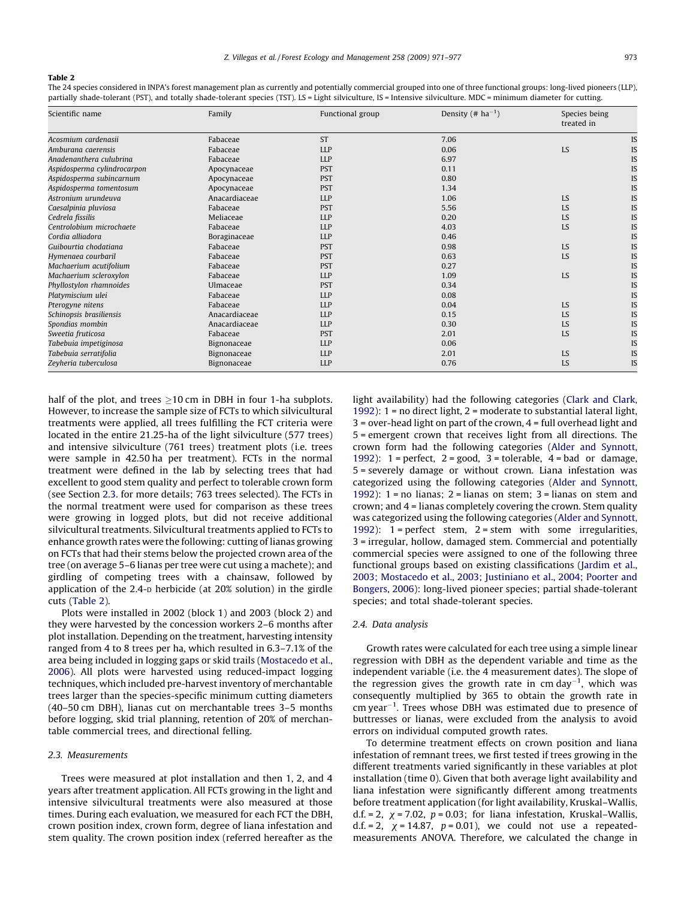**Table 2**

The 24 species considered in INPA's forest management plan as currently and potentially commercial grouped into one of three functional groups: long-lived pioneers (LLP), partially shade-tolerant (PST), and totally shade-tolerant species (TST). LS = Light silviculture, IS = Intensive silviculture. MDC = minimum diameter for cutting.

| Scientific name | Family | Functional group | Density (# ha$^{-1}$) | Species being treated in | |
|---|---|---|---|---|---|
| *Acosmium cardenasii* | Fabaceae | ST | 7.06 | | IS |
| *Amburana caerensis* | Fabaceae | LLP | 0.06 | LS | IS |
| *Anadenanthera culubrina* | Fabaceae | LLP | 6.97 | | IS |
| *Aspidosperma cylindrocarpon* | Apocynaceae | PST | 0.11 | | IS |
| *Aspidosperma subincarnum* | Apocynaceae | PST | 0.80 | | IS |
| *Aspidosperma tomentosum* | Apocynaceae | PST | 1.34 | | IS |
| *Astronium urundeuva* | Anacardiaceae | LLP | 1.06 | LS | IS |
| *Caesalpinia pluviosa* | Fabaceae | PST | 5.56 | LS | IS |
| *Cedrela fissilis* | Meliaceae | LLP | 0.20 | LS | IS |
| *Centrolobium microchaete* | Fabaceae | LLP | 4.03 | LS | IS |
| *Cordia alliadora* | Boraginaceae | LLP | 0.46 | | IS |
| *Guibourtia chodatiana* | Fabaceae | PST | 0.98 | LS | IS |
| *Hymenaea courbaril* | Fabaceae | PST | 0.63 | LS | IS |
| *Machaerium acutifolium* | Fabaceae | PST | 0.27 | | IS |
| *Machaerium scleroxylon* | Fabaceae | LLP | 1.09 | LS | IS |
| *Phyllostylon rhamnoides* | Ulmaceae | PST | 0.34 | | IS |
| *Platymiscium ulei* | Fabaceae | LLP | 0.08 | | IS |
| *Pterogyne nitens* | Fabaceae | LLP | 0.04 | LS | IS |
| *Schinopsis brasiliensis* | Anacardiaceae | LLP | 0.15 | LS | IS |
| *Spondias mombin* | Anacardiaceae | LLP | 0.30 | LS | IS |
| *Sweetia fruticosa* | Fabaceae | PST | 2.01 | LS | IS |
| *Tabebuia impetiginosa* | Bignonaceae | LLP | 0.06 | | IS |
| *Tabebuia serratifolia* | Bignonaceae | LLP | 2.01 | LS | IS |
| *Zeyheria tuberculosa* | Bignonaceae | LLP | 0.76 | LS | IS |

half of the plot, and trees ≥10 cm in DBH in four 1-ha subplots. However, to increase the sample size of FCTs to which silvicultural treatments were applied, all trees fulfilling the FCT criteria were located in the entire 21.25-ha of the light silviculture (577 trees) and intensive silviculture (761 trees) treatment plots (i.e. trees were sample in 42.50 ha per treatment). FCTs in the normal treatment were defined in the lab by selecting trees that had excellent to good stem quality and perfect to tolerable crown form (see Section 2.3. for more details; 763 trees selected). The FCTs in the normal treatment were used for comparison as these trees were growing in logged plots, but did not receive additional silvicultural treatments. Silvicultural treatments applied to FCTs to enhance growth rates were the following: cutting of lianas growing on FCTs that had their stems below the projected crown area of the tree (on average 5–6 lianas per tree were cut using a machete); and girdling of competing trees with a chainsaw, followed by application of the 2.4-D herbicide (at 20% solution) in the girdle cuts (Table 2).

Plots were installed in 2002 (block 1) and 2003 (block 2) and they were harvested by the concession workers 2–6 months after plot installation. Depending on the treatment, harvesting intensity ranged from 4 to 8 trees per ha, which resulted in 6.3–7.1% of the area being included in logging gaps or skid trails (Mostacedo et al., 2006). All plots were harvested using reduced-impact logging techniques, which included pre-harvest inventory of merchantable trees larger than the species-specific minimum cutting diameters (40–50 cm DBH), lianas cut on merchantable trees 3–5 months before logging, skid trial planning, retention of 20% of merchantable commercial trees, and directional felling.

### 2.3. Measurements

Trees were measured at plot installation and then 1, 2, and 4 years after treatment application. All FCTs growing in the light and intensive silvicultural treatments were also measured at those times. During each evaluation, we measured for each FCT the DBH, crown position index, crown form, degree of liana infestation and stem quality. The crown position index (referred hereafter as the light availability) had the following categories (Clark and Clark, 1992): 1 = no direct light, 2 = moderate to substantial lateral light, 3 = over-head light on part of the crown, 4 = full overhead light and 5 = emergent crown that receives light from all directions. The crown form had the following categories (Alder and Synnott, 1992): 1 = perfect, 2 = good, 3 = tolerable, 4 = bad or damage, 5 = severely damage or without crown. Liana infestation was categorized using the following categories (Alder and Synnott, 1992): 1 = no lianas; 2 = lianas on stem; 3 = lianas on stem and crown; and 4 = lianas completely covering the crown. Stem quality was categorized using the following categories (Alder and Synnott, 1992): 1 = perfect stem, 2 = stem with some irregularities, 3 = irregular, hollow, damaged stem. Commercial and potentially commercial species were assigned to one of the following three functional groups based on existing classifications (Jardim et al., 2003; Mostacedo et al., 2003; Justiniano et al., 2004; Poorter and Bongers, 2006): long-lived pioneer species; partial shade-tolerant species; and total shade-tolerant species.

### 2.4. Data analysis

Growth rates were calculated for each tree using a simple linear regression with DBH as the dependent variable and time as the independent variable (i.e. the 4 measurement dates). The slope of the regression gives the growth rate in cm day$^{-1}$, which was consequently multiplied by 365 to obtain the growth rate in cm year$^{-1}$. Trees whose DBH was estimated due to presence of buttresses or lianas, were excluded from the analysis to avoid errors on individual computed growth rates.

To determine treatment effects on crown position and liana infestation of remnant trees, we first tested if trees growing in the different treatments varied significantly in these variables at plot installation (time 0). Given that both average light availability and liana infestation were significantly different among treatments before treatment application (for light availability, Kruskal–Wallis, d.f. = 2, $\chi = 7.02$, $p = 0.03$; for liana infestation, Kruskal–Wallis, d.f. = 2, $\chi = 14.87$, $p = 0.01$), we could not use a repeated-measurements ANOVA. Therefore, we calculated the change in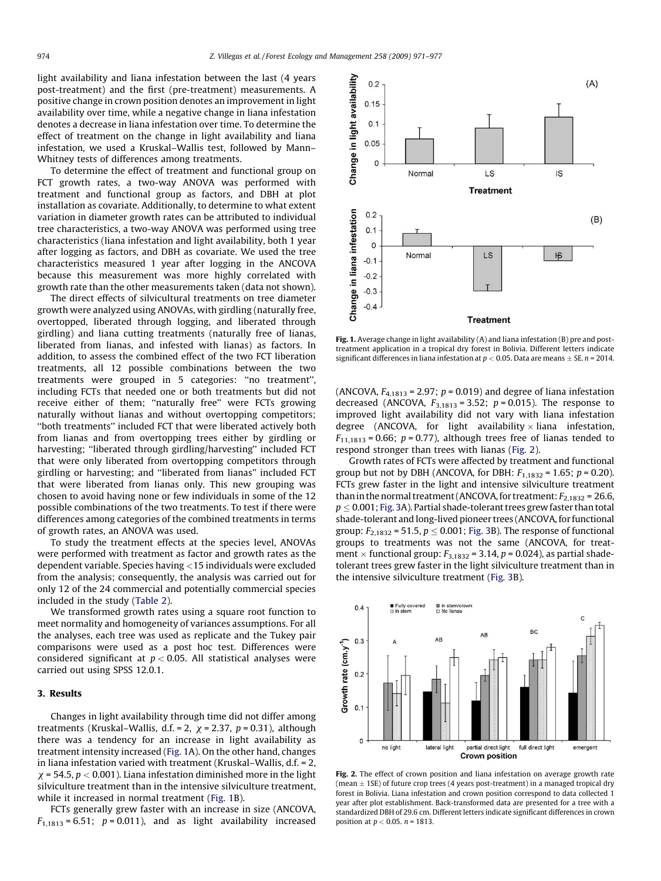light availability and liana infestation between the last (4 years post-treatment) and the first (pre-treatment) measurements. A positive change in crown position denotes an improvement in light availability over time, while a negative change in liana infestation denotes a decrease in liana infestation over time. To determine the effect of treatment on the change in light availability and liana infestation, we used a Kruskal–Wallis test, followed by Mann–Whitney tests of differences among treatments.

To determine the effect of treatment and functional group on FCT growth rates, a two-way ANOVA was performed with treatment and functional group as factors, and DBH at plot installation as covariate. Additionally, to determine to what extent variation in diameter growth rates can be attributed to individual tree characteristics, a two-way ANOVA was performed using tree characteristics (liana infestation and light availability, both 1 year after logging as factors, and DBH as covariate. We used the tree characteristics measured 1 year after logging in the ANCOVA because this measurement was more highly correlated with growth rate than the other measurements taken (data not shown).

The direct effects of silvicultural treatments on tree diameter growth were analyzed using ANOVAs, with girdling (naturally free, overtopped, liberated through logging, and liberated through girdling) and liana cutting treatments (naturally free of lianas, liberated from lianas, and infested with lianas) as factors. In addition, to assess the combined effect of the two FCT liberation treatments, all 12 possible combinations between the two treatments were grouped in 5 categories: "no treatment", including FCTs that needed one or both treatments but did not receive either of them; "naturally free" were FCTs growing naturally without lianas and without overtopping competitors; "both treatments" included FCT that were liberated actively both from lianas and from overtopping trees either by girdling or harvesting; "liberated through girdling/harvesting" included FCT that were only liberated from overtopping competitors through girdling or harvesting; and "liberated from lianas" included FCT that were liberated from lianas only. This new grouping was chosen to avoid having none or few individuals in some of the 12 possible combinations of the two treatments. To test if there were differences among categories of the combined treatments in terms of growth rates, an ANOVA was used.

To study the treatment effects at the species level, ANOVAs were performed with treatment as factor and growth rates as the dependent variable. Species having <15 individuals were excluded from the analysis; consequently, the analysis was carried out for only 12 of the 24 commercial and potentially commercial species included in the study (Table 2).

We transformed growth rates using a square root function to meet normality and homogeneity of variances assumptions. For all the analyses, each tree was used as replicate and the Tukey pair comparisons were used as a post hoc test. Differences were considered significant at $p < 0.05$. All statistical analyses were carried out using SPSS 12.0.1.

## 3. Results

Changes in light availability through time did not differ among treatments (Kruskal–Wallis, d.f. = 2, $\chi = 2.37$, $p = 0.31$), although there was a tendency for an increase in light availability as treatment intensity increased (Fig. 1A). On the other hand, changes in liana infestation varied with treatment (Kruskal–Wallis, d.f. = 2, $\chi = 54.5$, $p < 0.001$). Liana infestation diminished more in the light silviculture treatment than in the intensive silviculture treatment, while it increased in normal treatment (Fig. 1B).

FCTs generally grew faster with an increase in size (ANCOVA, $F_{1,1813} = 6.51$; $p = 0.011$), and as light availability increased (ANCOVA, $F_{4,1813} = 2.97$; $p = 0.019$) and degree of liana infestation decreased (ANCOVA, $F_{3,1813} = 3.52$; $p = 0.015$). The response to improved light availability did not vary with liana infestation degree (ANCOVA, for light availability × liana infestation, $F_{11,1813} = 0.66$; $p = 0.77$), although trees free of lianas tended to respond stronger than trees with lianas (Fig. 2).

Growth rates of FCTs were affected by treatment and functional group but not by DBH (ANCOVA, for DBH: $F_{1,1832} = 1.65$; $p = 0.20$). FCTs grew faster in the light and intensive silviculture treatment than in the normal treatment (ANCOVA, for treatment: $F_{2,1832} = 26.6$, $p \leq 0.001$; Fig. 3A). Partial shade-tolerant trees grew faster than total shade-tolerant and long-lived pioneer trees (ANCOVA, for functional group: $F_{2,1832} = 51.5$, $p \leq 0.001$; Fig. 3B). The response of functional groups to treatments was not the same (ANCOVA, for treatment × functional group: $F_{3,1832} = 3.14$, $p = 0.024$), as partial shade-tolerant trees grew faster in the light silviculture treatment than in the intensive silviculture treatment (Fig. 3B).

Fig. 1. Average change in light availability (A) and liana infestation (B) pre and post-treatment application in a tropical dry forest in Bolivia. Different letters indicate significant differences in liana infestation at $p < 0.05$. Data are means ± SE. $n = 2014$.

Fig. 2. The effect of crown position and liana infestation on average growth rate (mean ± 1SE) of future crop trees (4 years post-treatment) in a managed tropical dry forest in Bolivia. Liana infestation and crown position correspond to data collected 1 year after plot establishment. Back-transformed data are presented for a tree with a standardized DBH of 29.6 cm. Different letters indicate significant differences in crown position at $p < 0.05$. $n = 1813$.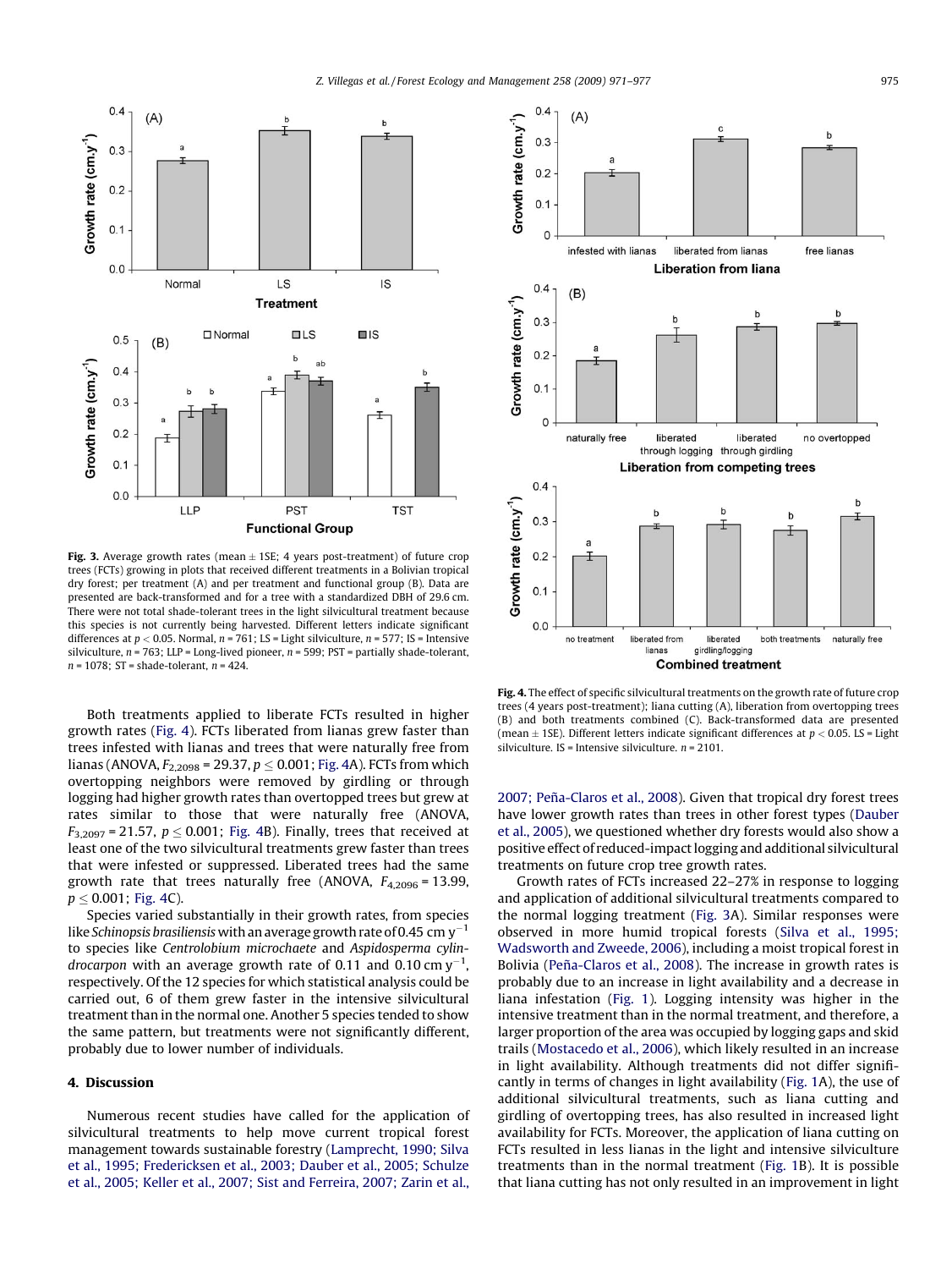**Fig. 3.** Average growth rates (mean ± 1SE; 4 years post-treatment) of future crop trees (FCTs) growing in plots that received different treatments in a Bolivian tropical dry forest; per treatment (A) and per treatment and functional group (B). Data are presented are back-transformed and for a tree with a standardized DBH of 29.6 cm. There were not total shade-tolerant trees in the light silvicultural treatment because this species is not currently being harvested. Different letters indicate significant differences at $p < 0.05$. Normal, $n = 761$; LS = Light silviculture, $n = 577$; IS = Intensive silviculture, $n = 763$; LLP = Long-lived pioneer, $n = 599$; PST = partially shade-tolerant, $n = 1078$; ST = shade-tolerant, $n = 424$.

**Fig. 4.** The effect of specific silvicultural treatments on the growth rate of future crop trees (4 years post-treatment); liana cutting (A), liberation from overtopping trees (B) and both treatments combined (C). Back-transformed data are presented (mean ± 1SE). Different letters indicate significant differences at $p < 0.05$. LS = Light silviculture. IS = Intensive silviculture. $n = 2101$.

Both treatments applied to liberate FCTs resulted in higher growth rates (Fig. 4). FCTs liberated from lianas grew faster than trees infested with lianas and trees that were naturally free from lianas (ANOVA, $F_{2,2098} = 29.37$, $p \leq 0.001$; Fig. 4A). FCTs from which overtopping neighbors were removed by girdling or through logging had higher growth rates than overtopped trees but grew at rates similar to those that were naturally free (ANOVA, $F_{3,2097} = 21.57$, $p \leq 0.001$; Fig. 4B). Finally, trees that received at least one of the two silvicultural treatments grew faster than trees that were infested or suppressed. Liberated trees had the same growth rate that trees naturally free (ANOVA, $F_{4,2096} = 13.99$, $p \leq 0.001$; Fig. 4C).

Species varied substantially in their growth rates, from species like *Schinopsis brasiliensis* with an average growth rate of 0.45 cm $y^{-1}$ to species like *Centrolobium microchaete* and *Aspidosperma cylindrocarpon* with an average growth rate of 0.11 and 0.10 cm $y^{-1}$, respectively. Of the 12 species for which statistical analysis could be carried out, 6 of them grew faster in the intensive silvicultural treatment than in the normal one. Another 5 species tended to show the same pattern, but treatments were not significantly different, probably due to lower number of individuals.

## 4. Discussion

Numerous recent studies have called for the application of silvicultural treatments to help move current tropical forest management towards sustainable forestry (Lamprecht, 1990; Silva et al., 1995; Fredericksen et al., 2003; Dauber et al., 2005; Schulze et al., 2005; Keller et al., 2007; Sist and Ferreira, 2007; Zarin et al., 2007; Peña-Claros et al., 2008). Given that tropical dry forest trees have lower growth rates than trees in other forest types (Dauber et al., 2005), we questioned whether dry forests would also show a positive effect of reduced-impact logging and additional silvicultural treatments on future crop tree growth rates.

Growth rates of FCTs increased 22–27% in response to logging and application of additional silvicultural treatments compared to the normal logging treatment (Fig. 3A). Similar responses were observed in more humid tropical forests (Silva et al., 1995; Wadsworth and Zweede, 2006), including a moist tropical forest in Bolivia (Peña-Claros et al., 2008). The increase in growth rates is probably due to an increase in light availability and a decrease in liana infestation (Fig. 1). Logging intensity was higher in the intensive treatment than in the normal treatment, and therefore, a larger proportion of the area was occupied by logging gaps and skid trails (Mostacedo et al., 2006), which likely resulted in an increase in light availability. Although treatments did not differ significantly in terms of changes in light availability (Fig. 1A), the use of additional silvicultural treatments, such as liana cutting and girdling of overtopping trees, has also resulted in increased light availability for FCTs. Moreover, the application of liana cutting on FCTs resulted in less lianas in the light and intensive silviculture treatments than in the normal treatment (Fig. 1B). It is possible that liana cutting has not only resulted in an improvement in light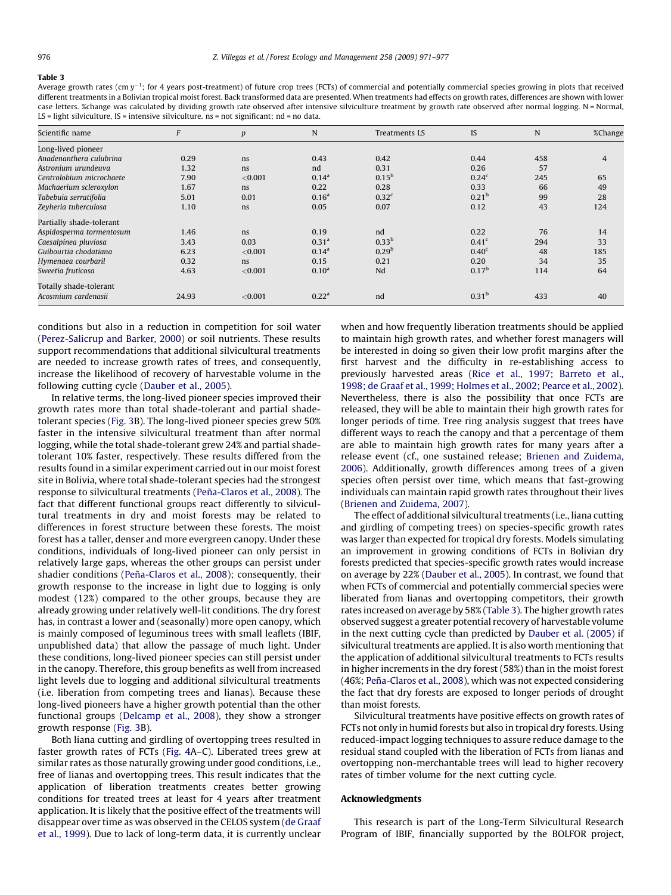**Table 3**

Average growth rates (cm $y^{-1}$; for 4 years post-treatment) of future crop trees (FCTs) of commercial and potentially commercial species growing in plots that received different treatments in a Bolivian tropical moist forest. Back transformed data are presented. When treatments had effects on growth rates, differences are shown with lower case letters. %change was calculated by dividing growth rate observed after intensive silviculture treatment by growth rate observed after normal logging. N = Normal, LS = light silviculture, IS = intensive silviculture. ns = not significant; nd = no data.

| Scientific name | F | p | N | Treatments LS | IS | N | %Change |
|---|---|---|---|---|---|---|---|
| Long-lived pioneer | | | | | | | |
| *Anadenanthera culubrina* | 0.29 | ns | 0.43 | 0.42 | 0.44 | 458 | 4 |
| *Astronium urundeuva* | 1.32 | ns | nd | 0.31 | 0.26 | 57 | |
| *Centrolobium microchaete* | 7.90 | <0.001 | 0.14[a] | 0.15[b] | 0.24[c] | 245 | 65 |
| *Machaerium scleroxylon* | 1.67 | ns | 0.22 | 0.28 | 0.33 | 66 | 49 |
| *Tabebuia serratifolia* | 5.01 | 0.01 | 0.16[a] | 0.32[c] | 0.21[b] | 99 | 28 |
| *Zeyheria tuberculosa* | 1.10 | ns | 0.05 | 0.07 | 0.12 | 43 | 124 |
| Partially shade-tolerant | | | | | | | |
| *Aspidosperma tormentosum* | 1.46 | ns | 0.19 | nd | 0.22 | 76 | 14 |
| *Caesalpinea pluviosa* | 3.43 | 0.03 | 0.31[a] | 0.33[b] | 0.41[c] | 294 | 33 |
| *Guibourtia chodatiana* | 6.23 | <0.001 | 0.14[a] | 0.29[b] | 0.40[c] | 48 | 185 |
| *Hymenaea courbaril* | 0.32 | ns | 0.15 | 0.21 | 0.20 | 34 | 35 |
| *Sweetia fruticosa* | 4.63 | <0.001 | 0.10[a] | Nd | 0.17[b] | 114 | 64 |
| Totally shade-tolerant | | | | | | | |
| *Acosmium cardenasii* | 24.93 | <0.001 | 0.22[a] | nd | 0.31[b] | 433 | 40 |

conditions but also in a reduction in competition for soil water (Perez-Salicrup and Barker, 2000) or soil nutrients. These results support recommendations that additional silvicultural treatments are needed to increase growth rates of trees, and consequently, increase the likelihood of recovery of harvestable volume in the following cutting cycle (Dauber et al., 2005).

In relative terms, the long-lived pioneer species improved their growth rates more than total shade-tolerant and partial shade-tolerant species (Fig. 3B). The long-lived pioneer species grew 50% faster in the intensive silvicultural treatment than after normal logging, while the total shade-tolerant grew 24% and partial shade-tolerant 10% faster, respectively. These results differed from the results found in a similar experiment carried out in our moist forest site in Bolivia, where total shade-tolerant species had the strongest response to silvicultural treatments (Peña-Claros et al., 2008). The fact that different functional groups react differently to silvicultural treatments in dry and moist forests may be related to differences in forest structure between these forests. The moist forest has a taller, denser and more evergreen canopy. Under these conditions, individuals of long-lived pioneer can only persist in relatively large gaps, whereas the other groups can persist under shadier conditions (Peña-Claros et al., 2008); consequently, their growth response to the increase in light due to logging is only modest (12%) compared to the other groups, because they are already growing under relatively well-lit conditions. The dry forest has, in contrast a lower and (seasonally) more open canopy, which is mainly composed of leguminous trees with small leaflets (IBIF, unpublished data) that allow the passage of much light. Under these conditions, long-lived pioneer species can still persist under in the canopy. Therefore, this group benefits as well from increased light levels due to logging and additional silvicultural treatments (i.e. liberation from competing trees and lianas). Because these long-lived pioneers have a higher growth potential than the other functional groups (Delcamp et al., 2008), they show a stronger growth response (Fig. 3B).

Both liana cutting and girdling of overtopping trees resulted in faster growth rates of FCTs (Fig. 4A–C). Liberated trees grew at similar rates as those naturally growing under good conditions, i.e., free of lianas and overtopping trees. This result indicates that the application of liberation treatments creates better growing conditions for treated trees at least for 4 years after treatment application. It is likely that the positive effect of the treatments will disappear over time as was observed in the CELOS system (de Graaf et al., 1999). Due to lack of long-term data, it is currently unclear when and how frequently liberation treatments should be applied to maintain high growth rates, and whether forest managers will be interested in doing so given their low profit margins after the first harvest and the difficulty in re-establishing access to previously harvested areas (Rice et al., 1997; Barreto et al., 1998; de Graaf et al., 1999; Holmes et al., 2002; Pearce et al., 2002). Nevertheless, there is also the possibility that once FCTs are released, they will be able to maintain their high growth rates for longer periods of time. Tree ring analysis suggest that trees have different ways to reach the canopy and that a percentage of them are able to maintain high growth rates for many years after a release event (cf., one sustained release; Brienen and Zuidema, 2006). Additionally, growth differences among trees of a given species often persist over time, which means that fast-growing individuals can maintain rapid growth rates throughout their lives (Brienen and Zuidema, 2007).

The effect of additional silvicultural treatments (i.e., liana cutting and girdling of competing trees) on species-specific growth rates was larger than expected for tropical dry forests. Models simulating an improvement in growing conditions of FCTs in Bolivian dry forests predicted that species-specific growth rates would increase on average by 22% (Dauber et al., 2005). In contrast, we found that when FCTs of commercial and potentially commercial species were liberated from lianas and overtopping competitors, their growth rates increased on average by 58% (Table 3). The higher growth rates observed suggest a greater potential recovery of harvestable volume in the next cutting cycle than predicted by Dauber et al. (2005) if silvicultural treatments are applied. It is also worth mentioning that the application of additional silvicultural treatments to FCTs results in higher increments in the dry forest (58%) than in the moist forest (46%; Peña-Claros et al., 2008), which was not expected considering the fact that dry forests are exposed to longer periods of drought than moist forests.

Silvicultural treatments have positive effects on growth rates of FCTs not only in humid forests but also in tropical dry forests. Using reduced-impact logging techniques to assure reduce damage to the residual stand coupled with the liberation of FCTs from lianas and overtopping non-merchantable trees will lead to higher recovery rates of timber volume for the next cutting cycle.

## Acknowledgments

This research is part of the Long-Term Silvicultural Research Program of IBIF, financially supported by the BOLFOR project,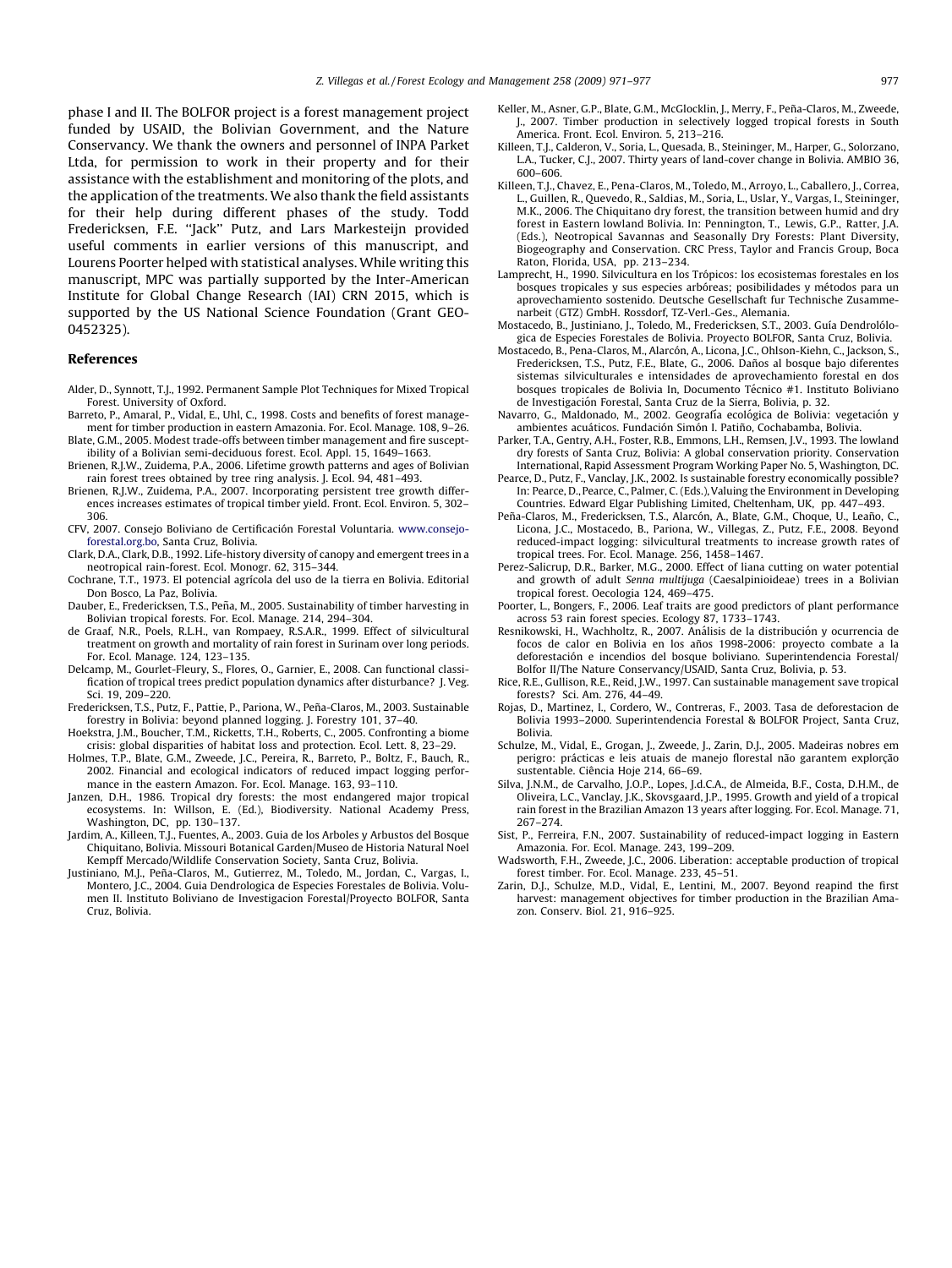phase I and II. The BOLFOR project is a forest management project funded by USAID, the Bolivian Government, and the Nature Conservancy. We thank the owners and personnel of INPA Parket Ltda, for permission to work in their property and for their assistance with the establishment and monitoring of the plots, and the application of the treatments. We also thank the field assistants for their help during different phases of the study. Todd Fredericksen, F.E. ''Jack'' Putz, and Lars Markesteijn provided useful comments in earlier versions of this manuscript, and Lourens Poorter helped with statistical analyses. While writing this manuscript, MPC was partially supported by the Inter-American Institute for Global Change Research (IAI) CRN 2015, which is supported by the US National Science Foundation (Grant GEO-0452325).

## References

Alder, D., Synnott, T.J., 1992. Permanent Sample Plot Techniques for Mixed Tropical Forest. University of Oxford.

Barreto, P., Amaral, P., Vidal, E., Uhl, C., 1998. Costs and benefits of forest management for timber production in eastern Amazonia. For. Ecol. Manage. 108, 9–26.

Blate, G.M., 2005. Modest trade-offs between timber management and fire susceptibility of a Bolivian semi-deciduous forest. Ecol. Appl. 15, 1649–1663.

Brienen, R.J.W., Zuidema, P.A., 2006. Lifetime growth patterns and ages of Bolivian rain forest trees obtained by tree ring analysis. J. Ecol. 94, 481–493.

Brienen, R.J.W., Zuidema, P.A., 2007. Incorporating persistent tree growth differences increases estimates of tropical timber yield. Front. Ecol. Environ. 5, 302–306.

CFV, 2007. Consejo Boliviano de Certificación Forestal Voluntaria. www.consejo-forestal.org.bo, Santa Cruz, Bolivia.

Clark, D.A., Clark, D.B., 1992. Life-history diversity of canopy and emergent trees in a neotropical rain-forest. Ecol. Monogr. 62, 315–344.

Cochrane, T.T., 1973. El potencial agrícola del uso de la tierra en Bolivia. Editorial Don Bosco, La Paz, Bolivia.

Dauber, E., Fredericksen, T.S., Peña, M., 2005. Sustainability of timber harvesting in Bolivian tropical forests. For. Ecol. Manage. 214, 294–304.

de Graaf, N.R., Poels, R.L.H., van Rompaey, R.S.A.R., 1999. Effect of silvicultural treatment on growth and mortality of rain forest in Surinam over long periods. For. Ecol. Manage. 124, 123–135.

Delcamp, M., Gourlet-Fleury, S., Flores, O., Garnier, E., 2008. Can functional classification of tropical trees predict population dynamics after disturbance? J. Veg. Sci. 19, 209–220.

Fredericksen, T.S., Putz, F., Pattie, P., Pariona, W., Peña-Claros, M., 2003. Sustainable forestry in Bolivia: beyond planned logging. J. Forestry 101, 37–40.

Hoekstra, J.M., Boucher, T.M., Ricketts, T.H., Roberts, C., 2005. Confronting a biome crisis: global disparities of habitat loss and protection. Ecol. Lett. 8, 23–29.

Holmes, T.P., Blate, G.M., Zweede, J.C., Pereira, R., Barreto, P., Boltz, F., Bauch, R., 2002. Financial and ecological indicators of reduced impact logging performance in the eastern Amazon. For. Ecol. Manage. 163, 93–110.

Janzen, D.H., 1986. Tropical dry forests: the most endangered major tropical ecosystems. In: Willson, E. (Ed.), Biodiversity. National Academy Press, Washington, DC, pp. 130–137.

Jardim, A., Killeen, T.J., Fuentes, A., 2003. Guia de los Arboles y Arbustos del Bosque Chiquitano, Bolivia. Missouri Botanical Garden/Museo de Historia Natural Noel Kempff Mercado/Wildlife Conservation Society, Santa Cruz, Bolivia.

Justiniano, M.J., Peña-Claros, M., Gutierrez, M., Toledo, M., Jordan, C., Vargas, I., Montero, J.C., 2004. Guia Dendrologica de Especies Forestales de Bolivia. Volumen II. Instituto Boliviano de Investigacion Forestal/Proyecto BOLFOR, Santa Cruz, Bolivia.

Keller, M., Asner, G.P., Blate, G.M., McGlocklin, J., Merry, F., Peña-Claros, M., Zweede, J., 2007. Timber production in selectively logged tropical forests in South America. Front. Ecol. Environ. 5, 213–216.

Killeen, T.J., Calderon, V., Soria, L., Quesada, B., Steininger, M., Harper, G., Solorzano, L.A., Tucker, C.J., 2007. Thirty years of land-cover change in Bolivia. AMBIO 36, 600–606.

Killeen, T.J., Chavez, E., Pena-Claros, M., Toledo, M., Arroyo, L., Caballero, J., Correa, L., Guillen, R., Quevedo, R., Saldias, M., Soria, L., Uslar, Y., Vargas, I., Steininger, M.K., 2006. The Chiquitano dry forest, the transition between humid and dry forest in Eastern lowland Bolivia. In: Pennington, T., Lewis, G.P., Ratter, J.A. (Eds.), Neotropical Savannas and Seasonally Dry Forests: Plant Diversity, Biogeography and Conservation. CRC Press, Taylor and Francis Group, Boca Raton, Florida, USA, pp. 213–234.

Lamprecht, H., 1990. Silvicultura en los Trópicos: los ecosistemas forestales en los bosques tropicales y sus especies arbóreas; posibilidades y métodos para un aprovechamiento sostenido. Deutsche Gesellschaft fur Technische Zusammenarbeit (GTZ) GmbH. Rossdorf, TZ-Verl.-Ges., Alemania.

Mostacedo, B., Justiniano, J., Toledo, M., Fredericksen, S.T., 2003. Guía Dendrológica de Especies Forestales de Bolivia. Proyecto BOLFOR, Santa Cruz, Bolivia.

Mostacedo, B., Pena-Claros, M., Alarcón, A., Licona, J.C., Ohlson-Kiehn, C., Jackson, S., Fredericksen, T.S., Putz, F.E., Blate, G., 2006. Daños al bosque bajo diferentes sistemas silviculturales e intensidades de aprovechamiento forestal en dos bosques tropicales de Bolivia In, Documento Técnico #1. Instituto Boliviano de Investigación Forestal, Santa Cruz de la Sierra, Bolivia, p. 32.

Navarro, G., Maldonado, M., 2002. Geografía ecológica de Bolivia: vegetación y ambientes acuáticos. Fundación Simón I. Patiño, Cochabamba, Bolivia.

Parker, T.A., Gentry, A.H., Foster, R.B., Emmons, L.H., Remsen, J.V., 1993. The lowland dry forests of Santa Cruz, Bolivia: A global conservation priority. Conservation International, Rapid Assessment Program Working Paper No. 5, Washington, DC.

Pearce, D., Putz, F., Vanclay, J.K., 2002. Is sustainable forestry economically possible? In: Pearce, D., Pearce, C., Palmer, C. (Eds.), Valuing the Environment in Developing Countries. Edward Elgar Publishing Limited, Cheltenham, UK, pp. 447–493.

Peña-Claros, M., Fredericksen, T.S., Alarcón, A., Blate, G.M., Choque, U., Leaño, C., Licona, J.C., Mostacedo, B., Pariona, W., Villegas, Z., Putz, F.E., 2008. Beyond reduced-impact logging: silvicultural treatments to increase growth rates of tropical trees. For. Ecol. Manage. 256, 1458–1467.

Perez-Salicrup, D.R., Barker, M.G., 2000. Effect of liana cutting on water potential and growth of adult *Senna multijuga* (Caesalpinioideae) trees in a Bolivian tropical forest. Oecologia 124, 469–475.

Poorter, L., Bongers, F., 2006. Leaf traits are good predictors of plant performance across 53 rain forest species. Ecology 87, 1733–1743.

Resnikowski, H., Wachholtz, R., 2007. Análisis de la distribución y ocurrencia de focos de calor en Bolivia en los años 1998-2006: proyecto combate a la deforestación e incendios del bosque boliviano. Superintendencia Forestal/ Bolfor II/The Nature Conservancy/USAID, Santa Cruz, Bolivia, p. 53.

Rice, R.E., Gullison, R.E., Reid, J.W., 1997. Can sustainable management save tropical forests? Sci. Am. 276, 44–49.

Rojas, D., Martinez, I., Cordero, W., Contreras, F., 2003. Tasa de deforestacion de Bolivia 1993–2000. Superintendencia Forestal & BOLFOR Project, Santa Cruz, Bolivia.

Schulze, M., Vidal, E., Grogan, J., Zweede, J., Zarin, D.J., 2005. Madeiras nobres em perigo: prácticas e leis atuais de manejo florestal não garantem exploração sustentable. Ciência Hoje 214, 66–69.

Silva, J.N.M., de Carvalho, J.O.P., Lopes, J.d.C.A., de Almeida, B.F., Costa, D.H.M., de Oliveira, L.C., Vanclay, J.K., Skovsgaard, J.P., 1995. Growth and yield of a tropical rain forest in the Brazilian Amazon 13 years after logging. For. Ecol. Manage. 71, 267–274.

Sist, P., Ferreira, F.N., 2007. Sustainability of reduced-impact logging in Eastern Amazonia. For. Ecol. Manage. 243, 199–209.

Wadsworth, F.H., Zweede, J.C., 2006. Liberation: acceptable production of tropical forest timber. For. Ecol. Manage. 233, 45–51.

Zarin, D.J., Schulze, M.D., Vidal, E., Lentini, M., 2007. Beyond reapind the first harvest: management objectives for timber production in the Brazilian Amazon. Conserv. Biol. 21, 916–925.